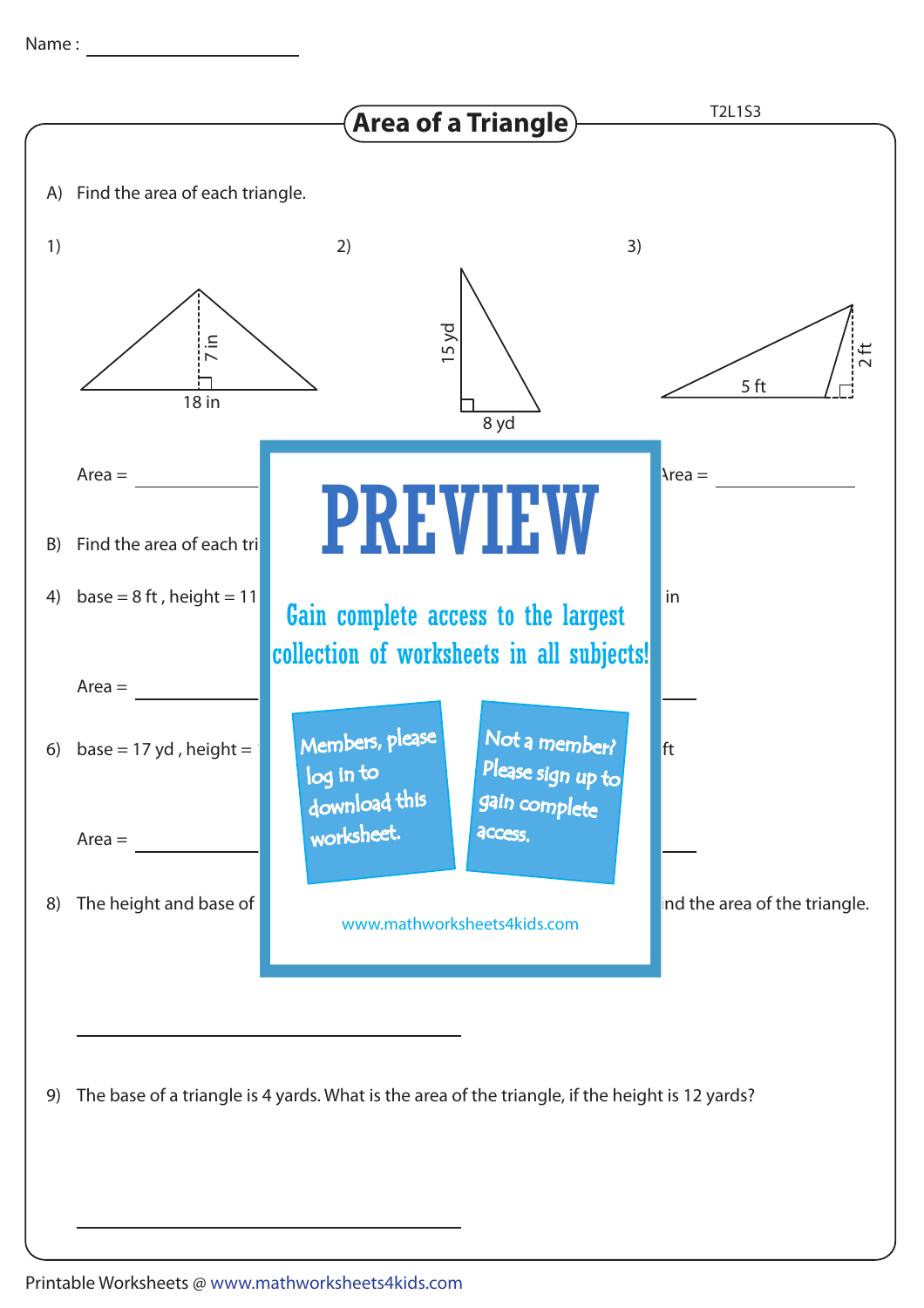Name : ____________________

# Area of a Triangle

T2L1S3

A) Find the area of each triangle.

1) 18 in, 7 in

2) 15 yd, 8 yd

3) 5 ft, 2 ft

Area = ____________ Area = ____________

B) Find the area of each tri

4) base = 8 ft , height = 11 in

Area = ____________

6) base = 17 yd , height = ft

Area = ____________

8) The height and base of ind the area of the triangle.

PREVIEW

Gain complete access to the largest collection of worksheets in all subjects!

Members, please log in to download this worksheet.

Not a member? Please sign up to gain complete access.

www.mathworksheets4kids.com

____________________________________

9) The base of a triangle is 4 yards. What is the area of the triangle, if the height is 12 yards?

____________________________________

Printable Worksheets @ www.mathworksheets4kids.com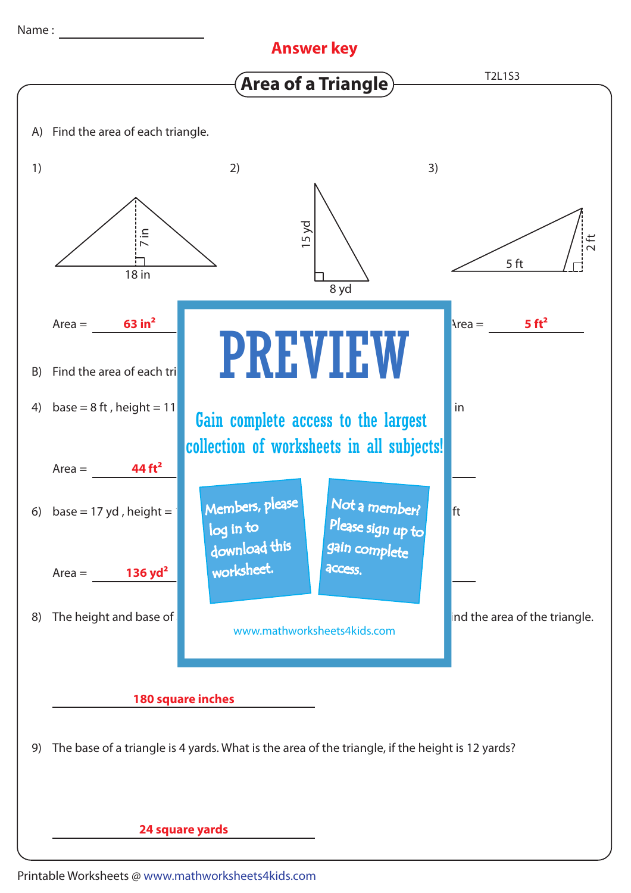Name :

**Answer key**

# Area of a Triangle

T2L1S3

A) Find the area of each triangle.

1)

7 in

18 in

2)

15 yd

8 yd

3)

5 ft

2 ft

Area = **63 in²**

Area = **5 ft²**

B) Find the area of each tri

4) base = 8 ft , height = 11

in

Area = **44 ft²**

6) base = 17 yd , height =

ft

Area = **136 yd²**

8) The height and base of

ind the area of the triangle.

**180 square inches**

9) The base of a triangle is 4 yards. What is the area of the triangle, if the height is 12 yards?

**24 square yards**

PREVIEW

Gain complete access to the largest collection of worksheets in all subjects!

Members, please log in to download this worksheet.

Not a member? Please sign up to gain complete access.

www.mathworksheets4kids.com

Printable Worksheets @ www.mathworksheets4kids.com